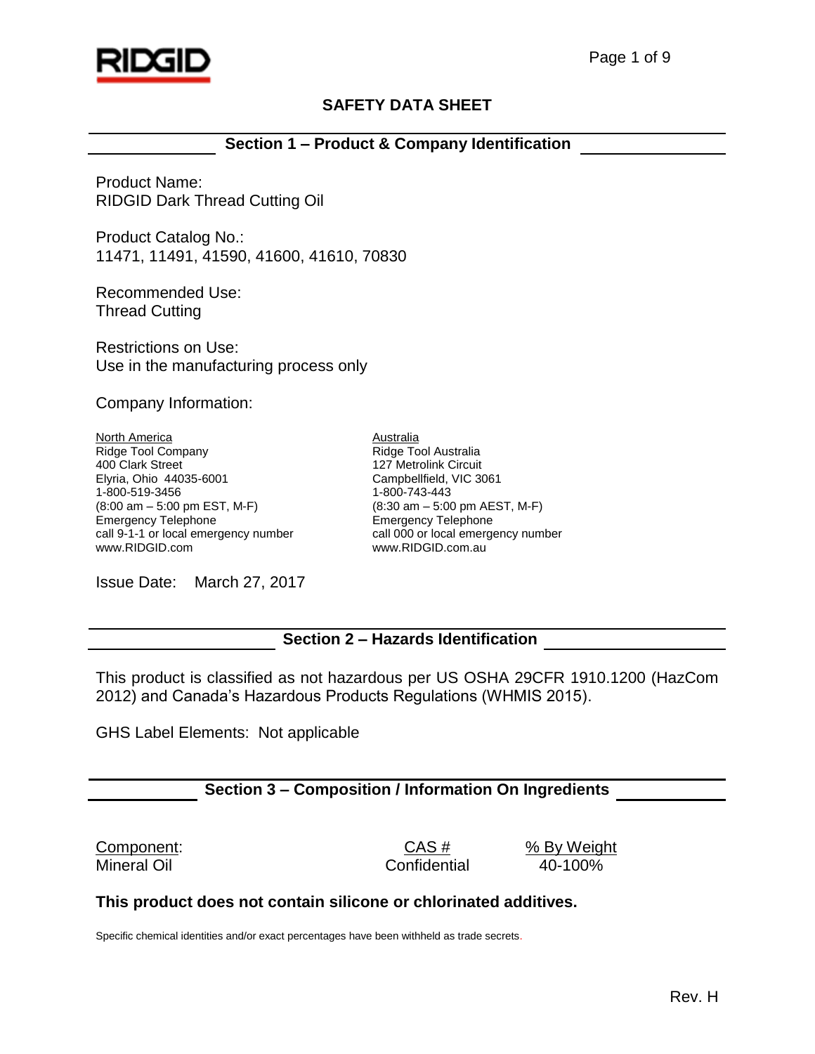RIDGID

# SAFETY DATA SHEET

## Section 1 – Product & Company Identification

Product Name:
RIDGID Dark Thread Cutting Oil

Product Catalog No.:
11471, 11491, 41590, 41600, 41610, 70830

Recommended Use:
Thread Cutting

Restrictions on Use:
Use in the manufacturing process only

Company Information:

North America
Ridge Tool Company
400 Clark Street
Elyria, Ohio 44035-6001
1-800-519-3456
(8:00 am – 5:00 pm EST, M-F)
Emergency Telephone
call 9-1-1 or local emergency number
www.RIDGID.com

Australia
Ridge Tool Australia
127 Metrolink Circuit
Campbellfield, VIC 3061
1-800-743-443
(8:30 am – 5:00 pm AEST, M-F)
Emergency Telephone
call 000 or local emergency number
www.RIDGID.com.au

Issue Date: March 27, 2017

## Section 2 – Hazards Identification

This product is classified as not hazardous per US OSHA 29CFR 1910.1200 (HazCom 2012) and Canada's Hazardous Products Regulations (WHMIS 2015).

GHS Label Elements: Not applicable

## Section 3 – Composition / Information On Ingredients

| Component: | CAS # | % By Weight |
|---|---|---|
| Mineral Oil | Confidential | 40-100% |

**This product does not contain silicone or chlorinated additives.**

Specific chemical identities and/or exact percentages have been withheld as trade secrets.

Rev. H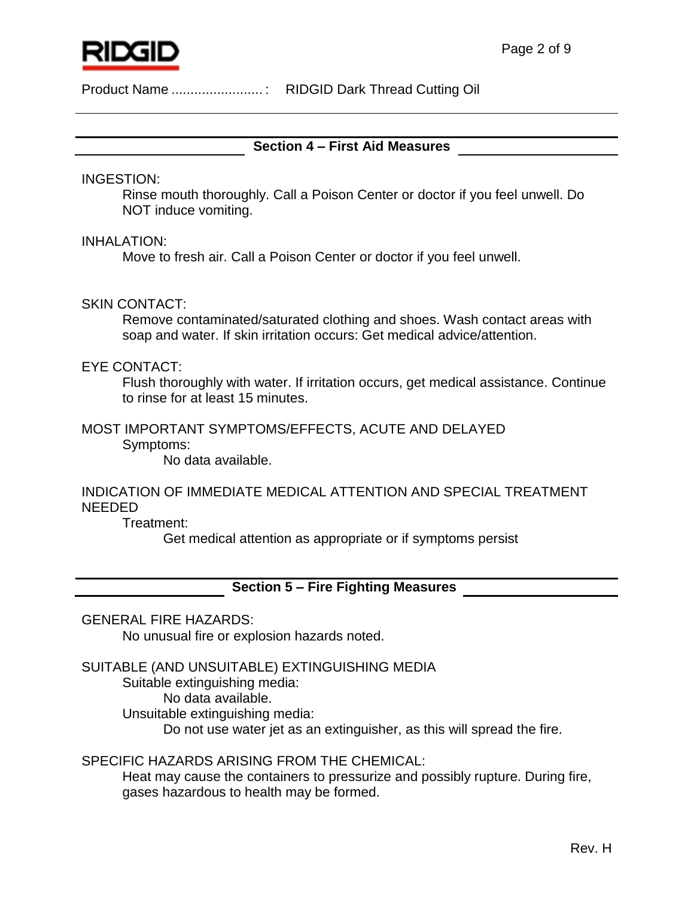Product Name ........................ : RIDGID Dark Thread Cutting Oil

## Section 4 – First Aid Measures

INGESTION:

Rinse mouth thoroughly. Call a Poison Center or doctor if you feel unwell. Do NOT induce vomiting.

INHALATION:

Move to fresh air. Call a Poison Center or doctor if you feel unwell.

SKIN CONTACT:

Remove contaminated/saturated clothing and shoes. Wash contact areas with soap and water. If skin irritation occurs: Get medical advice/attention.

EYE CONTACT:

Flush thoroughly with water. If irritation occurs, get medical assistance. Continue to rinse for at least 15 minutes.

MOST IMPORTANT SYMPTOMS/EFFECTS, ACUTE AND DELAYED

Symptoms:

No data available.

INDICATION OF IMMEDIATE MEDICAL ATTENTION AND SPECIAL TREATMENT NEEDED

Treatment:

Get medical attention as appropriate or if symptoms persist

## Section 5 – Fire Fighting Measures

GENERAL FIRE HAZARDS:

No unusual fire or explosion hazards noted.

SUITABLE (AND UNSUITABLE) EXTINGUISHING MEDIA

Suitable extinguishing media:

No data available.

Unsuitable extinguishing media:

Do not use water jet as an extinguisher, as this will spread the fire.

SPECIFIC HAZARDS ARISING FROM THE CHEMICAL:

Heat may cause the containers to pressurize and possibly rupture. During fire, gases hazardous to health may be formed.

Rev. H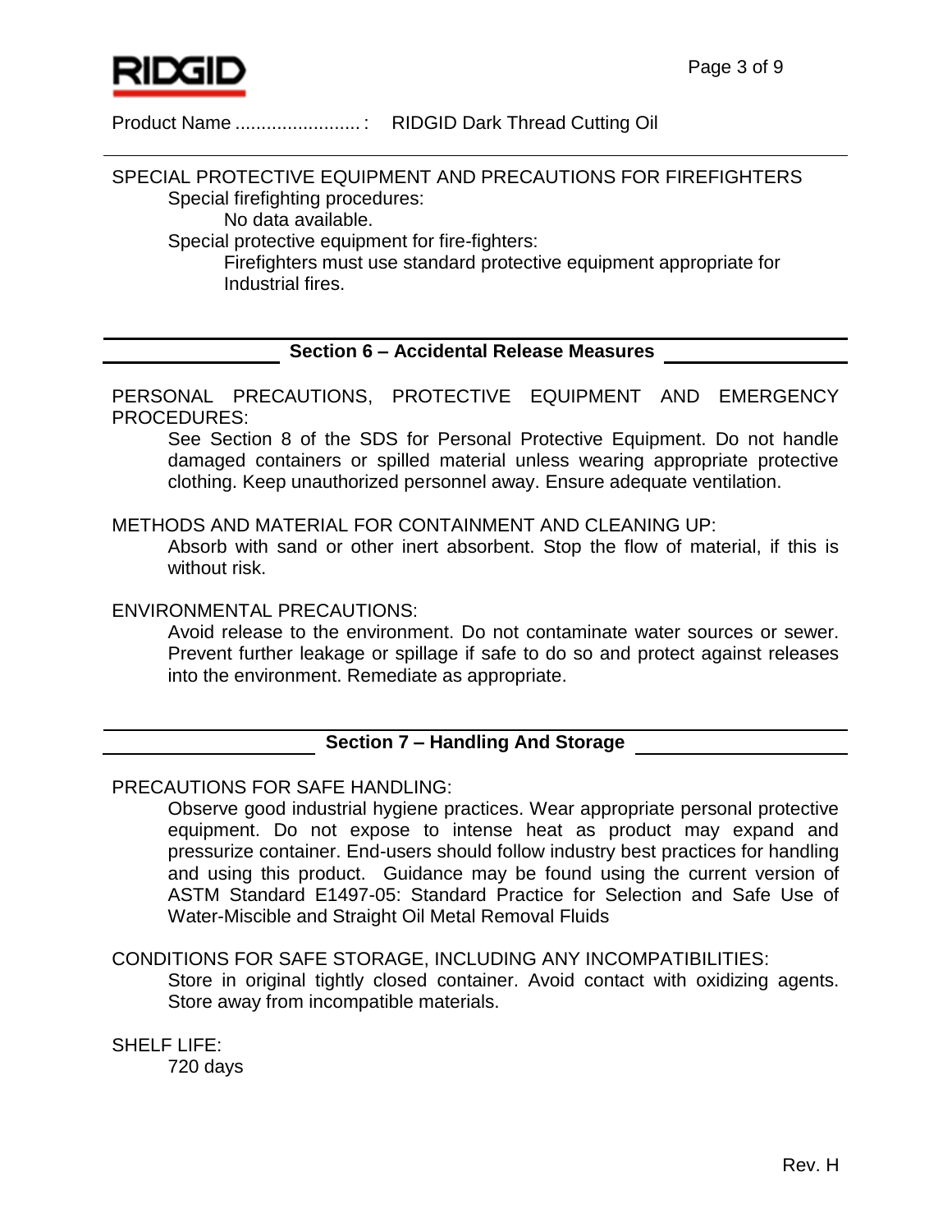Product Name ........................ : RIDGID Dark Thread Cutting Oil

SPECIAL PROTECTIVE EQUIPMENT AND PRECAUTIONS FOR FIREFIGHTERS

Special firefighting procedures:

No data available.

Special protective equipment for fire-fighters:

Firefighters must use standard protective equipment appropriate for Industrial fires.

## Section 6 – Accidental Release Measures

PERSONAL PRECAUTIONS, PROTECTIVE EQUIPMENT AND EMERGENCY PROCEDURES:

See Section 8 of the SDS for Personal Protective Equipment. Do not handle damaged containers or spilled material unless wearing appropriate protective clothing. Keep unauthorized personnel away. Ensure adequate ventilation.

METHODS AND MATERIAL FOR CONTAINMENT AND CLEANING UP:

Absorb with sand or other inert absorbent. Stop the flow of material, if this is without risk.

ENVIRONMENTAL PRECAUTIONS:

Avoid release to the environment. Do not contaminate water sources or sewer. Prevent further leakage or spillage if safe to do so and protect against releases into the environment. Remediate as appropriate.

## Section 7 – Handling And Storage

PRECAUTIONS FOR SAFE HANDLING:

Observe good industrial hygiene practices. Wear appropriate personal protective equipment. Do not expose to intense heat as product may expand and pressurize container. End-users should follow industry best practices for handling and using this product. Guidance may be found using the current version of ASTM Standard E1497-05: Standard Practice for Selection and Safe Use of Water-Miscible and Straight Oil Metal Removal Fluids

CONDITIONS FOR SAFE STORAGE, INCLUDING ANY INCOMPATIBILITIES:

Store in original tightly closed container. Avoid contact with oxidizing agents. Store away from incompatible materials.

SHELF LIFE:

720 days

Rev. H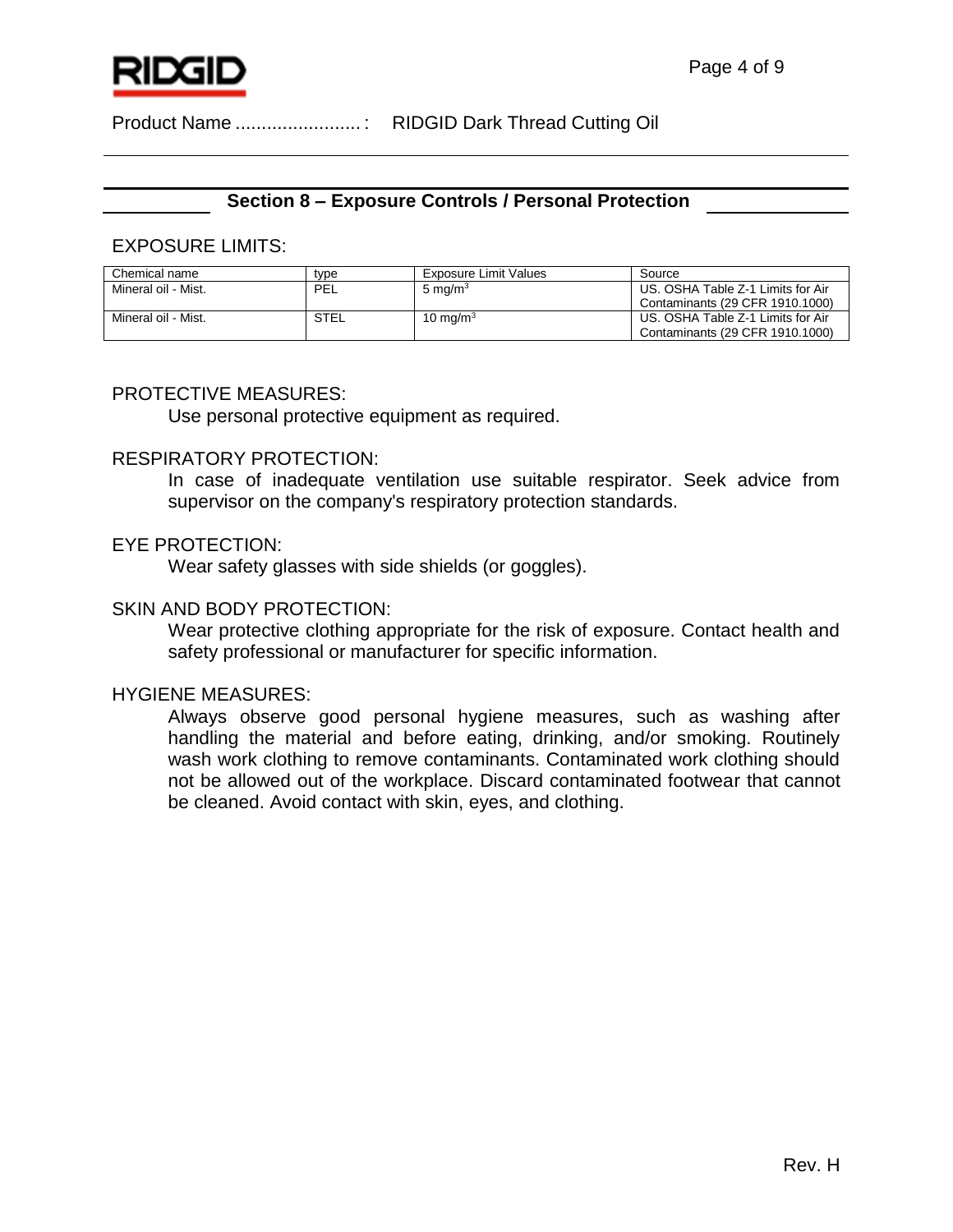Product Name ........................: RIDGID Dark Thread Cutting Oil

## Section 8 – Exposure Controls / Personal Protection

EXPOSURE LIMITS:

| Chemical name | type | Exposure Limit Values | Source |
| --- | --- | --- | --- |
| Mineral oil - Mist. | PEL | 5 mg/m$^3$ | US. OSHA Table Z-1 Limits for Air Contaminants (29 CFR 1910.1000) |
| Mineral oil - Mist. | STEL | 10 mg/m$^3$ | US. OSHA Table Z-1 Limits for Air Contaminants (29 CFR 1910.1000) |

PROTECTIVE MEASURES:

Use personal protective equipment as required.

RESPIRATORY PROTECTION:

In case of inadequate ventilation use suitable respirator. Seek advice from supervisor on the company's respiratory protection standards.

EYE PROTECTION:

Wear safety glasses with side shields (or goggles).

SKIN AND BODY PROTECTION:

Wear protective clothing appropriate for the risk of exposure. Contact health and safety professional or manufacturer for specific information.

HYGIENE MEASURES:

Always observe good personal hygiene measures, such as washing after handling the material and before eating, drinking, and/or smoking. Routinely wash work clothing to remove contaminants. Contaminated work clothing should not be allowed out of the workplace. Discard contaminated footwear that cannot be cleaned. Avoid contact with skin, eyes, and clothing.

Rev. H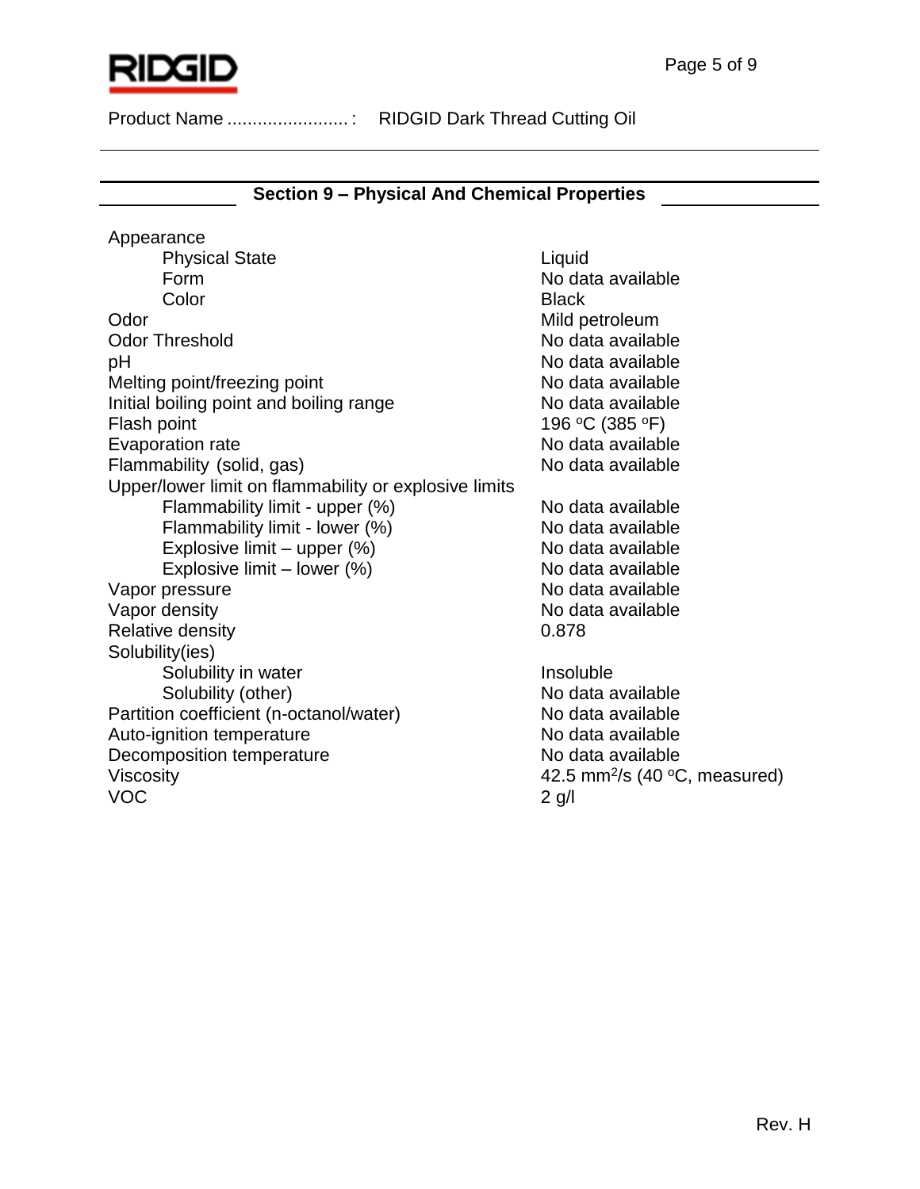Product Name ........................ : RIDGID Dark Thread Cutting Oil

## Section 9 – Physical And Chemical Properties

| Property | Value |
|---|---|
| Appearance | |
| Physical State | Liquid |
| Form | No data available |
| Color | Black |
| Odor | Mild petroleum |
| Odor Threshold | No data available |
| pH | No data available |
| Melting point/freezing point | No data available |
| Initial boiling point and boiling range | No data available |
| Flash point | 196 °C (385 °F) |
| Evaporation rate | No data available |
| Flammability (solid, gas) | No data available |
| Upper/lower limit on flammability or explosive limits | |
| Flammability limit - upper (%) | No data available |
| Flammability limit - lower (%) | No data available |
| Explosive limit – upper (%) | No data available |
| Explosive limit – lower (%) | No data available |
| Vapor pressure | No data available |
| Vapor density | No data available |
| Relative density | 0.878 |
| Solubility(ies) | |
| Solubility in water | Insoluble |
| Solubility (other) | No data available |
| Partition coefficient (n-octanol/water) | No data available |
| Auto-ignition temperature | No data available |
| Decomposition temperature | No data available |
| Viscosity | 42.5 $mm^2/s$ (40 °C, measured) |
| VOC | 2 g/l |

Rev. H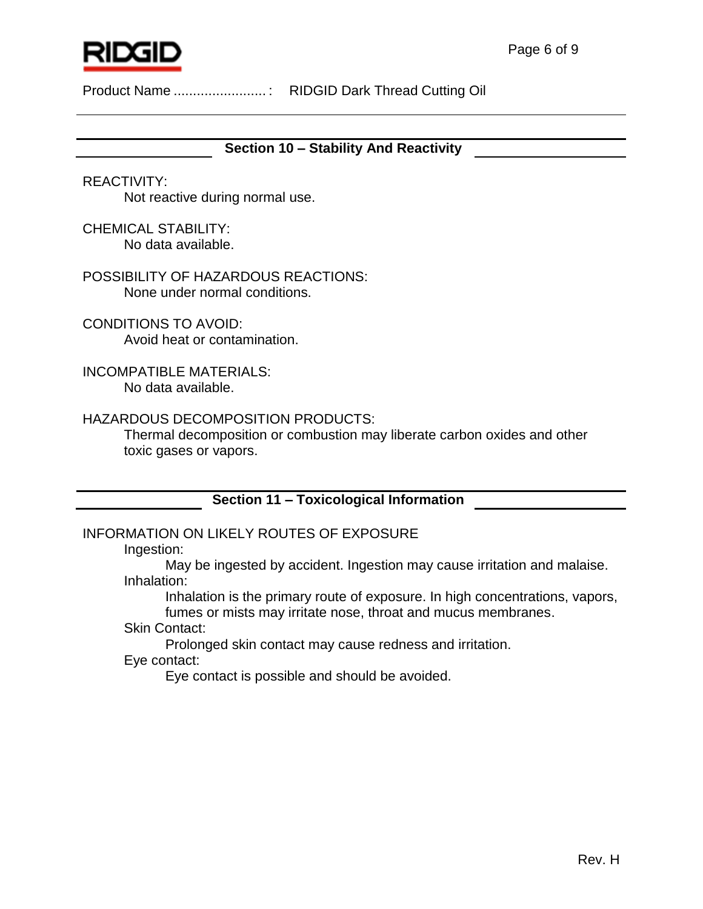Product Name ........................ : RIDGID Dark Thread Cutting Oil

## Section 10 – Stability And Reactivity

REACTIVITY:
Not reactive during normal use.

CHEMICAL STABILITY:
No data available.

POSSIBILITY OF HAZARDOUS REACTIONS:
None under normal conditions.

CONDITIONS TO AVOID:
Avoid heat or contamination.

INCOMPATIBLE MATERIALS:
No data available.

HAZARDOUS DECOMPOSITION PRODUCTS:
Thermal decomposition or combustion may liberate carbon oxides and other toxic gases or vapors.

## Section 11 – Toxicological Information

INFORMATION ON LIKELY ROUTES OF EXPOSURE

Ingestion:
May be ingested by accident. Ingestion may cause irritation and malaise.

Inhalation:
Inhalation is the primary route of exposure. In high concentrations, vapors, fumes or mists may irritate nose, throat and mucus membranes.

Skin Contact:
Prolonged skin contact may cause redness and irritation.

Eye contact:
Eye contact is possible and should be avoided.

Rev. H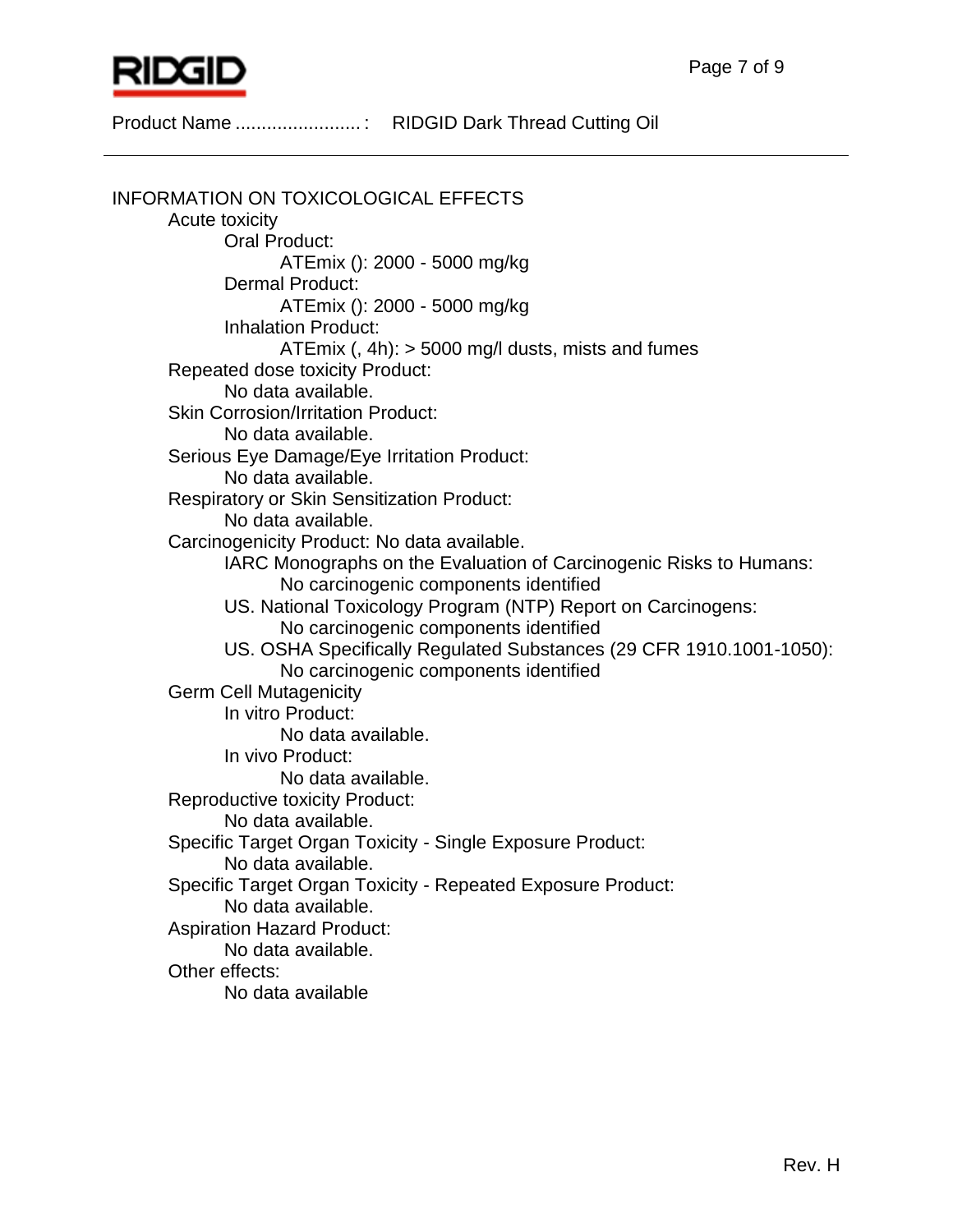Product Name ........................ : RIDGID Dark Thread Cutting Oil

---

## INFORMATION ON TOXICOLOGICAL EFFECTS

**Acute toxicity**

- Oral Product:
  - ATEmix (): 2000 - 5000 mg/kg
- Dermal Product:
  - ATEmix (): 2000 - 5000 mg/kg
- Inhalation Product:
  - ATEmix (, 4h): > 5000 mg/l dusts, mists and fumes

**Repeated dose toxicity Product:**

No data available.

**Skin Corrosion/Irritation Product:**

No data available.

**Serious Eye Damage/Eye Irritation Product:**

No data available.

**Respiratory or Skin Sensitization Product:**

No data available.

**Carcinogenicity Product:** No data available.

- IARC Monographs on the Evaluation of Carcinogenic Risks to Humans:
  - No carcinogenic components identified
- US. National Toxicology Program (NTP) Report on Carcinogens:
  - No carcinogenic components identified
- US. OSHA Specifically Regulated Substances (29 CFR 1910.1001-1050):
  - No carcinogenic components identified

**Germ Cell Mutagenicity**

- In vitro Product:
  - No data available.
- In vivo Product:
  - No data available.

**Reproductive toxicity Product:**

No data available.

**Specific Target Organ Toxicity - Single Exposure Product:**

No data available.

**Specific Target Organ Toxicity - Repeated Exposure Product:**

No data available.

**Aspiration Hazard Product:**

No data available.

**Other effects:**

No data available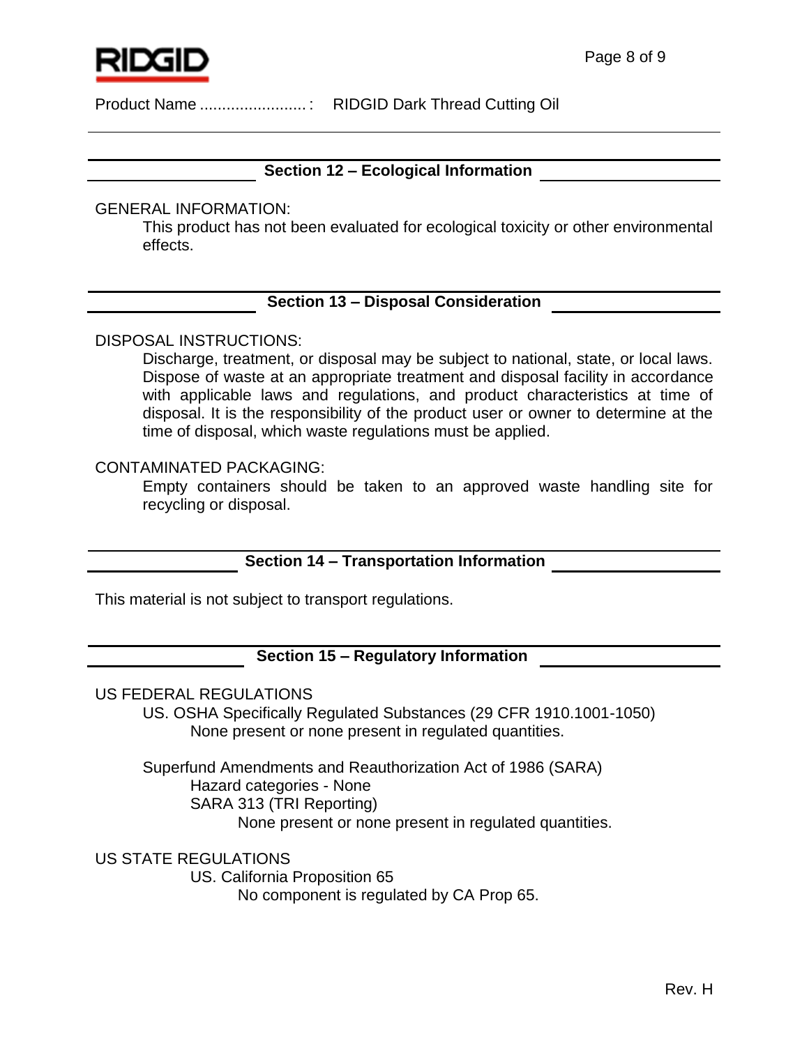Product Name ........................: RIDGID Dark Thread Cutting Oil

## Section 12 – Ecological Information

GENERAL INFORMATION:

This product has not been evaluated for ecological toxicity or other environmental effects.

## Section 13 – Disposal Consideration

DISPOSAL INSTRUCTIONS:

Discharge, treatment, or disposal may be subject to national, state, or local laws. Dispose of waste at an appropriate treatment and disposal facility in accordance with applicable laws and regulations, and product characteristics at time of disposal. It is the responsibility of the product user or owner to determine at the time of disposal, which waste regulations must be applied.

CONTAMINATED PACKAGING:

Empty containers should be taken to an approved waste handling site for recycling or disposal.

## Section 14 – Transportation Information

This material is not subject to transport regulations.

## Section 15 – Regulatory Information

US FEDERAL REGULATIONS

US. OSHA Specifically Regulated Substances (29 CFR 1910.1001-1050)

None present or none present in regulated quantities.

Superfund Amendments and Reauthorization Act of 1986 (SARA)

Hazard categories - None

SARA 313 (TRI Reporting)

None present or none present in regulated quantities.

US STATE REGULATIONS

US. California Proposition 65

No component is regulated by CA Prop 65.

Rev. H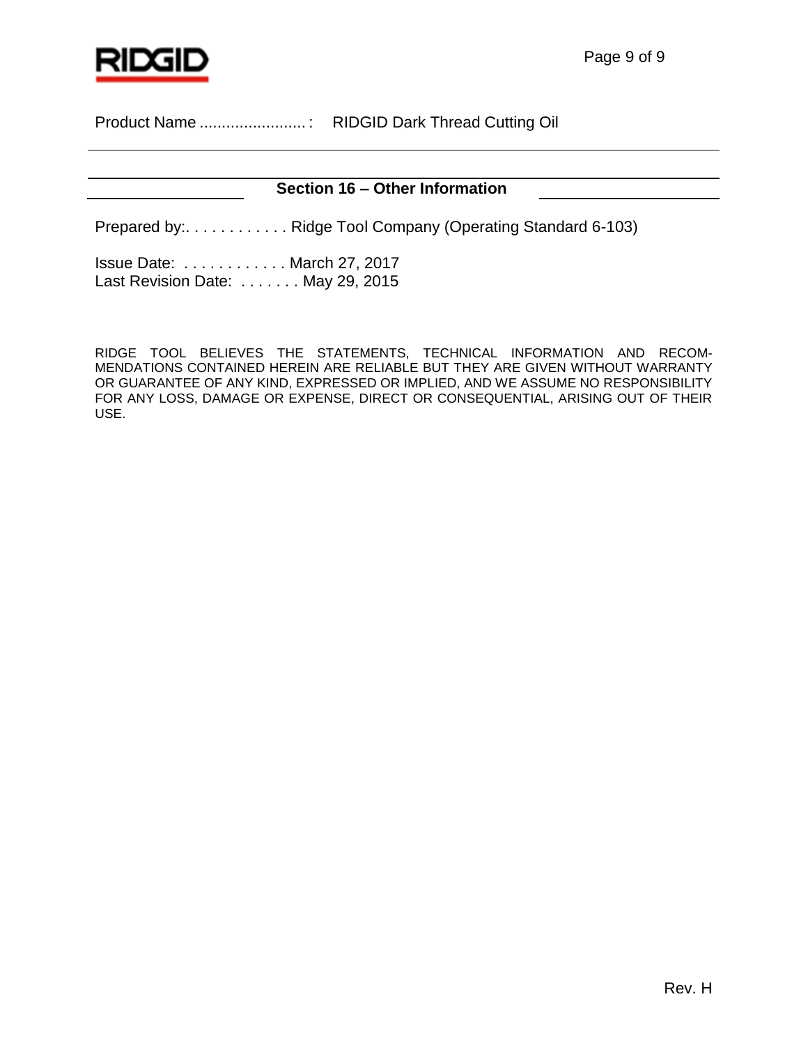Product Name ........................ :    RIDGID Dark Thread Cutting Oil

## Section 16 – Other Information

Prepared by:. . . . . . . . . . . . Ridge Tool Company (Operating Standard 6-103)

Issue Date: . . . . . . . . . . . . March 27, 2017
Last Revision Date: . . . . . . . May 29, 2015

RIDGE TOOL BELIEVES THE STATEMENTS, TECHNICAL INFORMATION AND RECOMMENDATIONS CONTAINED HEREIN ARE RELIABLE BUT THEY ARE GIVEN WITHOUT WARRANTY OR GUARANTEE OF ANY KIND, EXPRESSED OR IMPLIED, AND WE ASSUME NO RESPONSIBILITY FOR ANY LOSS, DAMAGE OR EXPENSE, DIRECT OR CONSEQUENTIAL, ARISING OUT OF THEIR USE.